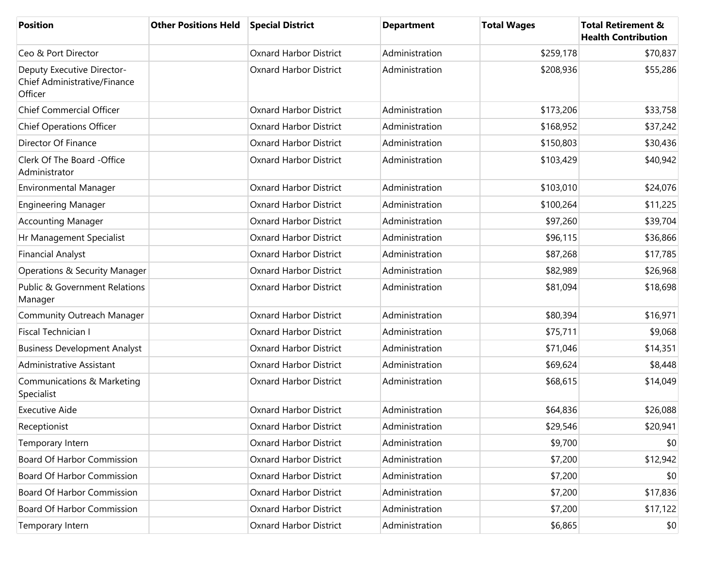| Position | Other Positions Held | Special District | Department | Total Wages | Total Retirement & Health Contribution |
| --- | --- | --- | --- | --- | --- |
| Ceo & Port Director | | Oxnard Harbor District | Administration | $259,178 | $70,837 |
| Deputy Executive Director-Chief Administrative/Finance Officer | | Oxnard Harbor District | Administration | $208,936 | $55,286 |
| Chief Commercial Officer | | Oxnard Harbor District | Administration | $173,206 | $33,758 |
| Chief Operations Officer | | Oxnard Harbor District | Administration | $168,952 | $37,242 |
| Director Of Finance | | Oxnard Harbor District | Administration | $150,803 | $30,436 |
| Clerk Of The Board -Office Administrator | | Oxnard Harbor District | Administration | $103,429 | $40,942 |
| Environmental Manager | | Oxnard Harbor District | Administration | $103,010 | $24,076 |
| Engineering Manager | | Oxnard Harbor District | Administration | $100,264 | $11,225 |
| Accounting Manager | | Oxnard Harbor District | Administration | $97,260 | $39,704 |
| Hr Management Specialist | | Oxnard Harbor District | Administration | $96,115 | $36,866 |
| Financial Analyst | | Oxnard Harbor District | Administration | $87,268 | $17,785 |
| Operations & Security Manager | | Oxnard Harbor District | Administration | $82,989 | $26,968 |
| Public & Government Relations Manager | | Oxnard Harbor District | Administration | $81,094 | $18,698 |
| Community Outreach Manager | | Oxnard Harbor District | Administration | $80,394 | $16,971 |
| Fiscal Technician I | | Oxnard Harbor District | Administration | $75,711 | $9,068 |
| Business Development Analyst | | Oxnard Harbor District | Administration | $71,046 | $14,351 |
| Administrative Assistant | | Oxnard Harbor District | Administration | $69,624 | $8,448 |
| Communications & Marketing Specialist | | Oxnard Harbor District | Administration | $68,615 | $14,049 |
| Executive Aide | | Oxnard Harbor District | Administration | $64,836 | $26,088 |
| Receptionist | | Oxnard Harbor District | Administration | $29,546 | $20,941 |
| Temporary Intern | | Oxnard Harbor District | Administration | $9,700 | $0 |
| Board Of Harbor Commission | | Oxnard Harbor District | Administration | $7,200 | $12,942 |
| Board Of Harbor Commission | | Oxnard Harbor District | Administration | $7,200 | $0 |
| Board Of Harbor Commission | | Oxnard Harbor District | Administration | $7,200 | $17,836 |
| Board Of Harbor Commission | | Oxnard Harbor District | Administration | $7,200 | $17,122 |
| Temporary Intern | | Oxnard Harbor District | Administration | $6,865 | $0 |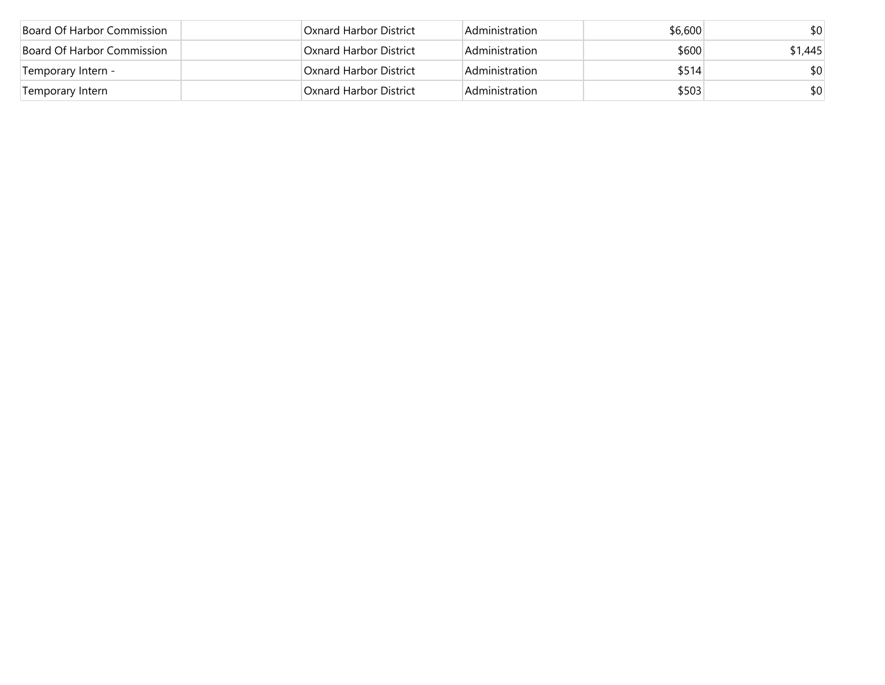| | | | | | |
|---|---|---|---|---|---|
| Board Of Harbor Commission | | Oxnard Harbor District | Administration | $6,600 | $0 |
| Board Of Harbor Commission | | Oxnard Harbor District | Administration | $600 | $1,445 |
| Temporary Intern - | | Oxnard Harbor District | Administration | $514 | $0 |
| Temporary Intern | | Oxnard Harbor District | Administration | $503 | $0 |